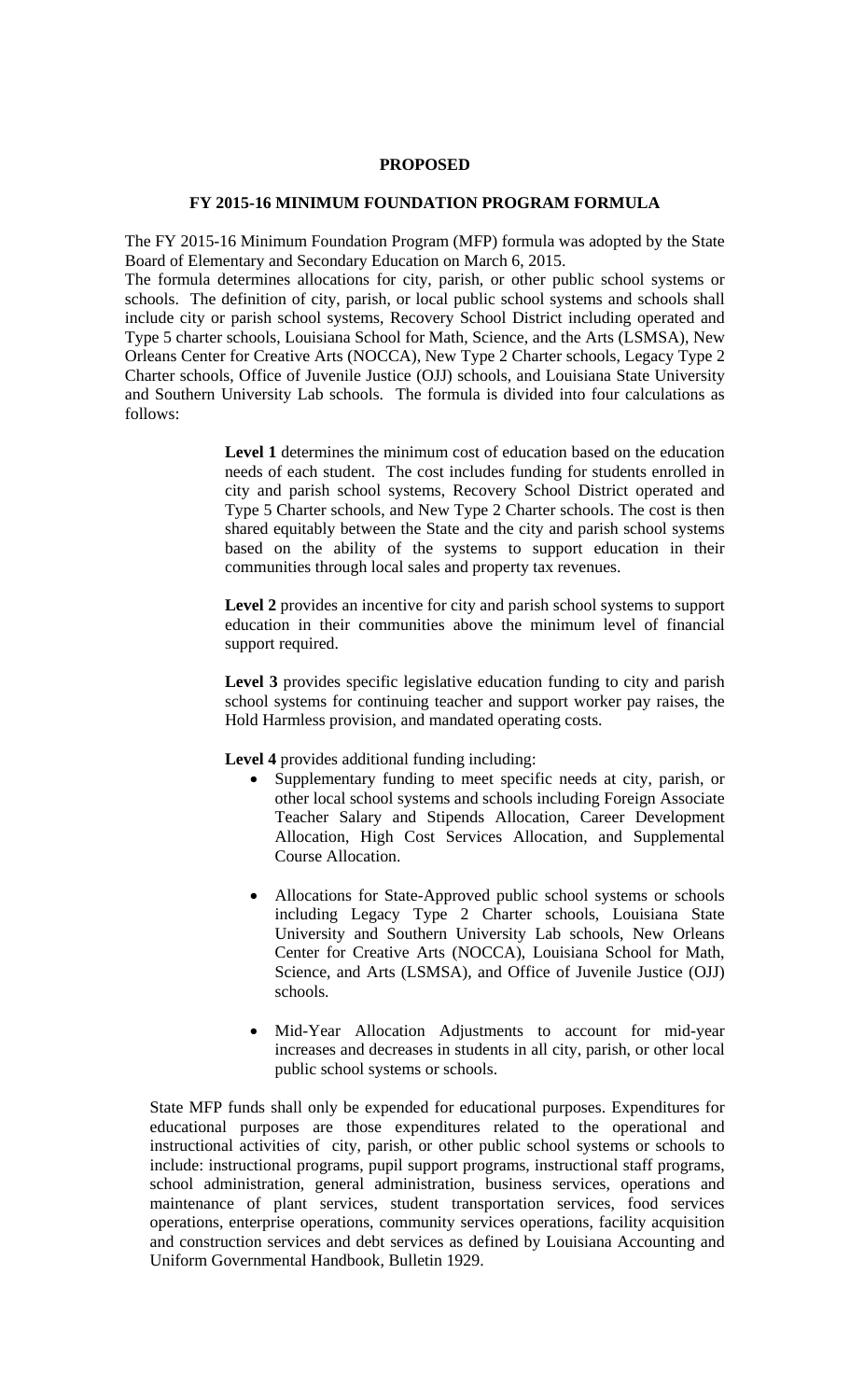**PROPOSED**

**FY 2015-16 MINIMUM FOUNDATION PROGRAM FORMULA**

The FY 2015-16 Minimum Foundation Program (MFP) formula was adopted by the State Board of Elementary and Secondary Education on March 6, 2015.

The formula determines allocations for city, parish, or other public school systems or schools. The definition of city, parish, or local public school systems and schools shall include city or parish school systems, Recovery School District including operated and Type 5 charter schools, Louisiana School for Math, Science, and the Arts (LSMSA), New Orleans Center for Creative Arts (NOCCA), New Type 2 Charter schools, Legacy Type 2 Charter schools, Office of Juvenile Justice (OJJ) schools, and Louisiana State University and Southern University Lab schools. The formula is divided into four calculations as follows:

> **Level 1** determines the minimum cost of education based on the education needs of each student. The cost includes funding for students enrolled in city and parish school systems, Recovery School District operated and Type 5 Charter schools, and New Type 2 Charter schools. The cost is then shared equitably between the State and the city and parish school systems based on the ability of the systems to support education in their communities through local sales and property tax revenues.
>
> **Level 2** provides an incentive for city and parish school systems to support education in their communities above the minimum level of financial support required.
>
> **Level 3** provides specific legislative education funding to city and parish school systems for continuing teacher and support worker pay raises, the Hold Harmless provision, and mandated operating costs.
>
> **Level 4** provides additional funding including:
>
> - Supplementary funding to meet specific needs at city, parish, or other local school systems and schools including Foreign Associate Teacher Salary and Stipends Allocation, Career Development Allocation, High Cost Services Allocation, and Supplemental Course Allocation.
> - Allocations for State-Approved public school systems or schools including Legacy Type 2 Charter schools, Louisiana State University and Southern University Lab schools, New Orleans Center for Creative Arts (NOCCA), Louisiana School for Math, Science, and Arts (LSMSA), and Office of Juvenile Justice (OJJ) schools.
> - Mid-Year Allocation Adjustments to account for mid-year increases and decreases in students in all city, parish, or other local public school systems or schools.

State MFP funds shall only be expended for educational purposes. Expenditures for educational purposes are those expenditures related to the operational and instructional activities of city, parish, or other public school systems or schools to include: instructional programs, pupil support programs, instructional staff programs, school administration, general administration, business services, operations and maintenance of plant services, student transportation services, food services operations, enterprise operations, community services operations, facility acquisition and construction services and debt services as defined by Louisiana Accounting and Uniform Governmental Handbook, Bulletin 1929.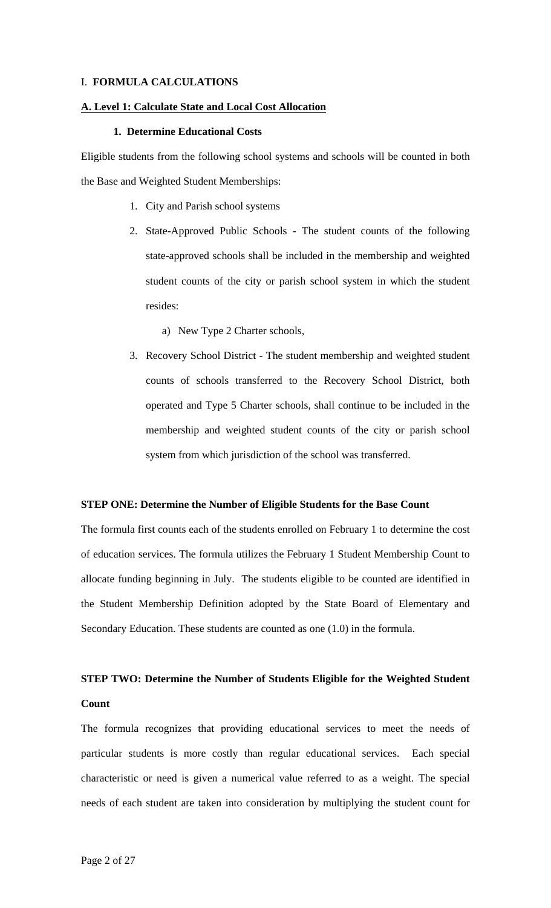## I. FORMULA CALCULATIONS

### A. Level 1: Calculate State and Local Cost Allocation

#### 1. Determine Educational Costs

Eligible students from the following school systems and schools will be counted in both the Base and Weighted Student Memberships:

1. City and Parish school systems
2. State-Approved Public Schools - The student counts of the following state-approved schools shall be included in the membership and weighted student counts of the city or parish school system in which the student resides:
   a) New Type 2 Charter schools,
3. Recovery School District - The student membership and weighted student counts of schools transferred to the Recovery School District, both operated and Type 5 Charter schools, shall continue to be included in the membership and weighted student counts of the city or parish school system from which jurisdiction of the school was transferred.

**STEP ONE: Determine the Number of Eligible Students for the Base Count**

The formula first counts each of the students enrolled on February 1 to determine the cost of education services. The formula utilizes the February 1 Student Membership Count to allocate funding beginning in July. The students eligible to be counted are identified in the Student Membership Definition adopted by the State Board of Elementary and Secondary Education. These students are counted as one (1.0) in the formula.

**STEP TWO: Determine the Number of Students Eligible for the Weighted Student Count**

The formula recognizes that providing educational services to meet the needs of particular students is more costly than regular educational services. Each special characteristic or need is given a numerical value referred to as a weight. The special needs of each student are taken into consideration by multiplying the student count for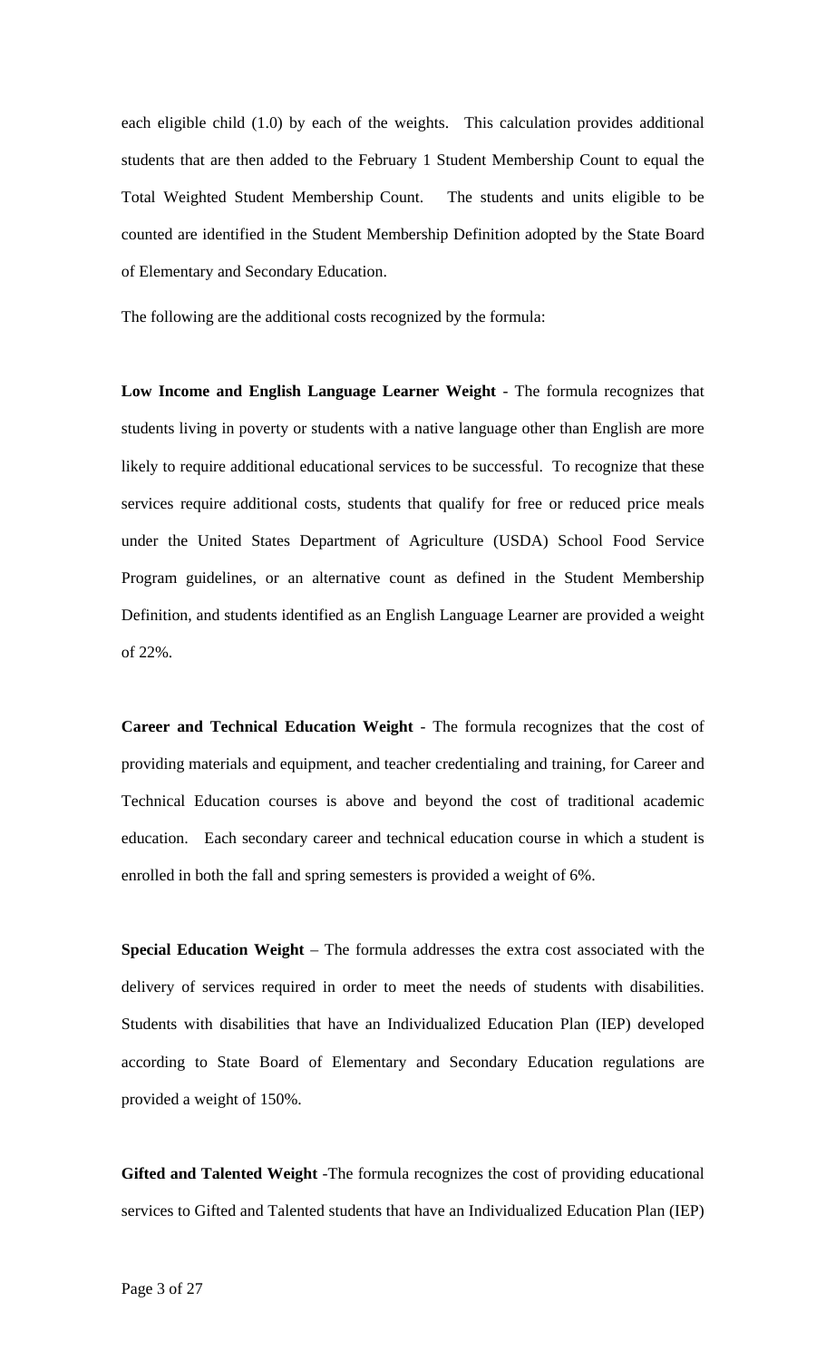each eligible child (1.0) by each of the weights. This calculation provides additional students that are then added to the February 1 Student Membership Count to equal the Total Weighted Student Membership Count. The students and units eligible to be counted are identified in the Student Membership Definition adopted by the State Board of Elementary and Secondary Education.

The following are the additional costs recognized by the formula:

**Low Income and English Language Learner Weight** - The formula recognizes that students living in poverty or students with a native language other than English are more likely to require additional educational services to be successful. To recognize that these services require additional costs, students that qualify for free or reduced price meals under the United States Department of Agriculture (USDA) School Food Service Program guidelines, or an alternative count as defined in the Student Membership Definition, and students identified as an English Language Learner are provided a weight of 22%.

**Career and Technical Education Weight** - The formula recognizes that the cost of providing materials and equipment, and teacher credentialing and training, for Career and Technical Education courses is above and beyond the cost of traditional academic education. Each secondary career and technical education course in which a student is enrolled in both the fall and spring semesters is provided a weight of 6%.

**Special Education Weight** – The formula addresses the extra cost associated with the delivery of services required in order to meet the needs of students with disabilities. Students with disabilities that have an Individualized Education Plan (IEP) developed according to State Board of Elementary and Secondary Education regulations are provided a weight of 150%.

**Gifted and Talented Weight** -The formula recognizes the cost of providing educational services to Gifted and Talented students that have an Individualized Education Plan (IEP)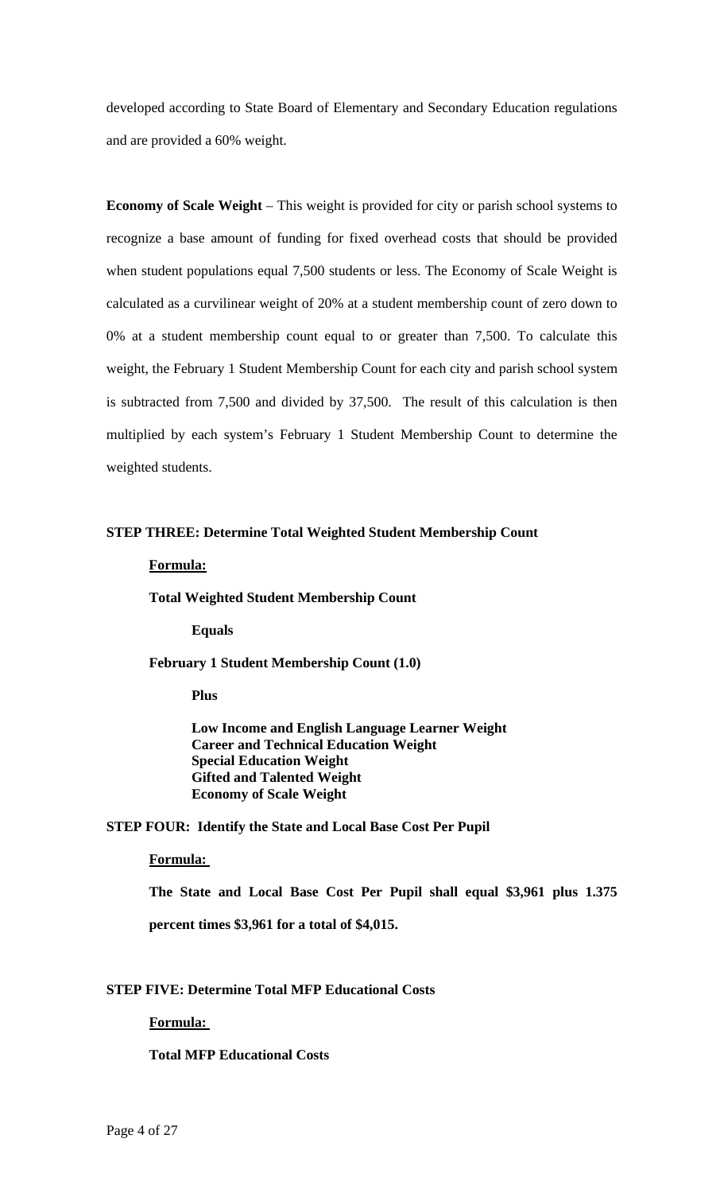developed according to State Board of Elementary and Secondary Education regulations and are provided a 60% weight.

**Economy of Scale Weight** – This weight is provided for city or parish school systems to recognize a base amount of funding for fixed overhead costs that should be provided when student populations equal 7,500 students or less. The Economy of Scale Weight is calculated as a curvilinear weight of 20% at a student membership count of zero down to 0% at a student membership count equal to or greater than 7,500. To calculate this weight, the February 1 Student Membership Count for each city and parish school system is subtracted from 7,500 and divided by 37,500. The result of this calculation is then multiplied by each system's February 1 Student Membership Count to determine the weighted students.

**STEP THREE: Determine Total Weighted Student Membership Count**

**Formula:**

**Total Weighted Student Membership Count**

**Equals**

**February 1 Student Membership Count (1.0)**

**Plus**

**Low Income and English Language Learner Weight**
**Career and Technical Education Weight**
**Special Education Weight**
**Gifted and Talented Weight**
**Economy of Scale Weight**

**STEP FOUR: Identify the State and Local Base Cost Per Pupil**

**Formula:**

**The State and Local Base Cost Per Pupil shall equal $3,961 plus 1.375 percent times $3,961 for a total of $4,015.**

**STEP FIVE: Determine Total MFP Educational Costs**

**Formula:**

**Total MFP Educational Costs**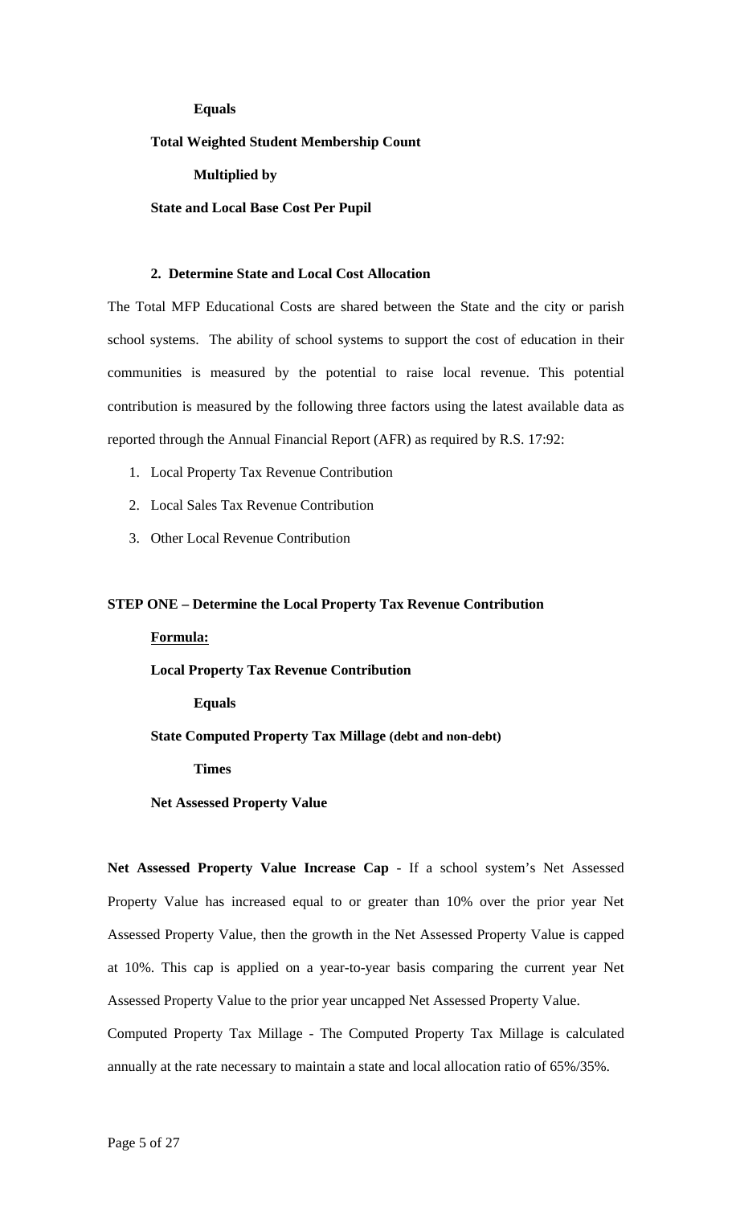**Equals**

**Total Weighted Student Membership Count**

**Multiplied by**

**State and Local Base Cost Per Pupil**

**2. Determine State and Local Cost Allocation**

The Total MFP Educational Costs are shared between the State and the city or parish school systems. The ability of school systems to support the cost of education in their communities is measured by the potential to raise local revenue. This potential contribution is measured by the following three factors using the latest available data as reported through the Annual Financial Report (AFR) as required by R.S. 17:92:

1. Local Property Tax Revenue Contribution
2. Local Sales Tax Revenue Contribution
3. Other Local Revenue Contribution

**STEP ONE – Determine the Local Property Tax Revenue Contribution**

**Formula:**

**Local Property Tax Revenue Contribution**

**Equals**

**State Computed Property Tax Millage (debt and non-debt)**

**Times**

**Net Assessed Property Value**

**Net Assessed Property Value Increase Cap** - If a school system's Net Assessed Property Value has increased equal to or greater than 10% over the prior year Net Assessed Property Value, then the growth in the Net Assessed Property Value is capped at 10%. This cap is applied on a year-to-year basis comparing the current year Net Assessed Property Value to the prior year uncapped Net Assessed Property Value.

Computed Property Tax Millage - The Computed Property Tax Millage is calculated annually at the rate necessary to maintain a state and local allocation ratio of 65%/35%.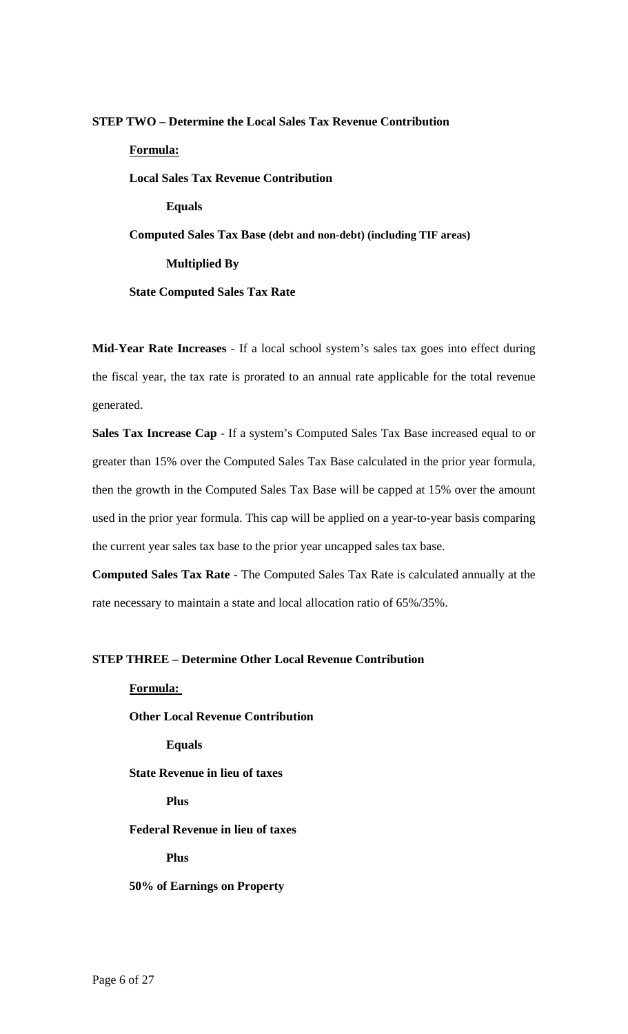**STEP TWO – Determine the Local Sales Tax Revenue Contribution**

**Formula:**

**Local Sales Tax Revenue Contribution**

**Equals**

**Computed Sales Tax Base (debt and non-debt) (including TIF areas)**

**Multiplied By**

**State Computed Sales Tax Rate**

**Mid-Year Rate Increases** - If a local school system's sales tax goes into effect during the fiscal year, the tax rate is prorated to an annual rate applicable for the total revenue generated.

**Sales Tax Increase Cap** - If a system's Computed Sales Tax Base increased equal to or greater than 15% over the Computed Sales Tax Base calculated in the prior year formula, then the growth in the Computed Sales Tax Base will be capped at 15% over the amount used in the prior year formula. This cap will be applied on a year-to-year basis comparing the current year sales tax base to the prior year uncapped sales tax base.

**Computed Sales Tax Rate** - The Computed Sales Tax Rate is calculated annually at the rate necessary to maintain a state and local allocation ratio of 65%/35%.

**STEP THREE – Determine Other Local Revenue Contribution**

**Formula:**

**Other Local Revenue Contribution**

**Equals**

**State Revenue in lieu of taxes**

**Plus**

**Federal Revenue in lieu of taxes**

**Plus**

**50% of Earnings on Property**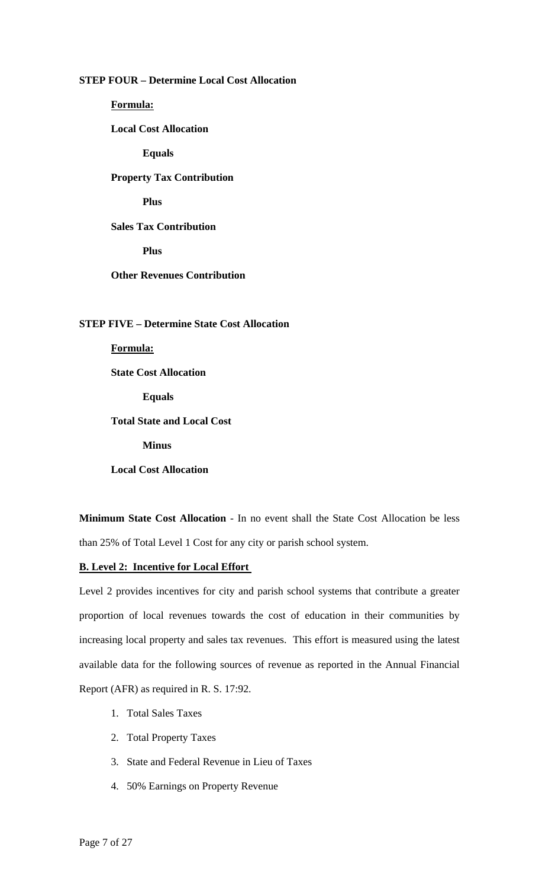**STEP FOUR – Determine Local Cost Allocation**

**Formula:**

**Local Cost Allocation**

**Equals**

**Property Tax Contribution**

**Plus**

**Sales Tax Contribution**

**Plus**

**Other Revenues Contribution**

**STEP FIVE – Determine State Cost Allocation**

**Formula:**

**State Cost Allocation**

**Equals**

**Total State and Local Cost**

**Minus**

**Local Cost Allocation**

**Minimum State Cost Allocation** - In no event shall the State Cost Allocation be less than 25% of Total Level 1 Cost for any city or parish school system.

**B. Level 2: Incentive for Local Effort**

Level 2 provides incentives for city and parish school systems that contribute a greater proportion of local revenues towards the cost of education in their communities by increasing local property and sales tax revenues. This effort is measured using the latest available data for the following sources of revenue as reported in the Annual Financial Report (AFR) as required in R. S. 17:92.

1. Total Sales Taxes
2. Total Property Taxes
3. State and Federal Revenue in Lieu of Taxes
4. 50% Earnings on Property Revenue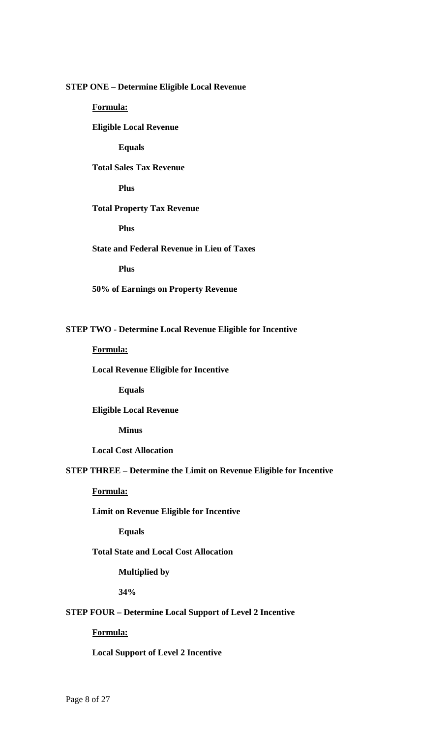**STEP ONE – Determine Eligible Local Revenue**

**Formula:**

**Eligible Local Revenue**

**Equals**

**Total Sales Tax Revenue**

**Plus**

**Total Property Tax Revenue**

**Plus**

**State and Federal Revenue in Lieu of Taxes**

**Plus**

**50% of Earnings on Property Revenue**

**STEP TWO - Determine Local Revenue Eligible for Incentive**

**Formula:**

**Local Revenue Eligible for Incentive**

**Equals**

**Eligible Local Revenue**

**Minus**

**Local Cost Allocation**

**STEP THREE – Determine the Limit on Revenue Eligible for Incentive**

**Formula:**

**Limit on Revenue Eligible for Incentive**

**Equals**

**Total State and Local Cost Allocation**

**Multiplied by**

**34%**

**STEP FOUR – Determine Local Support of Level 2 Incentive**

**Formula:**

**Local Support of Level 2 Incentive**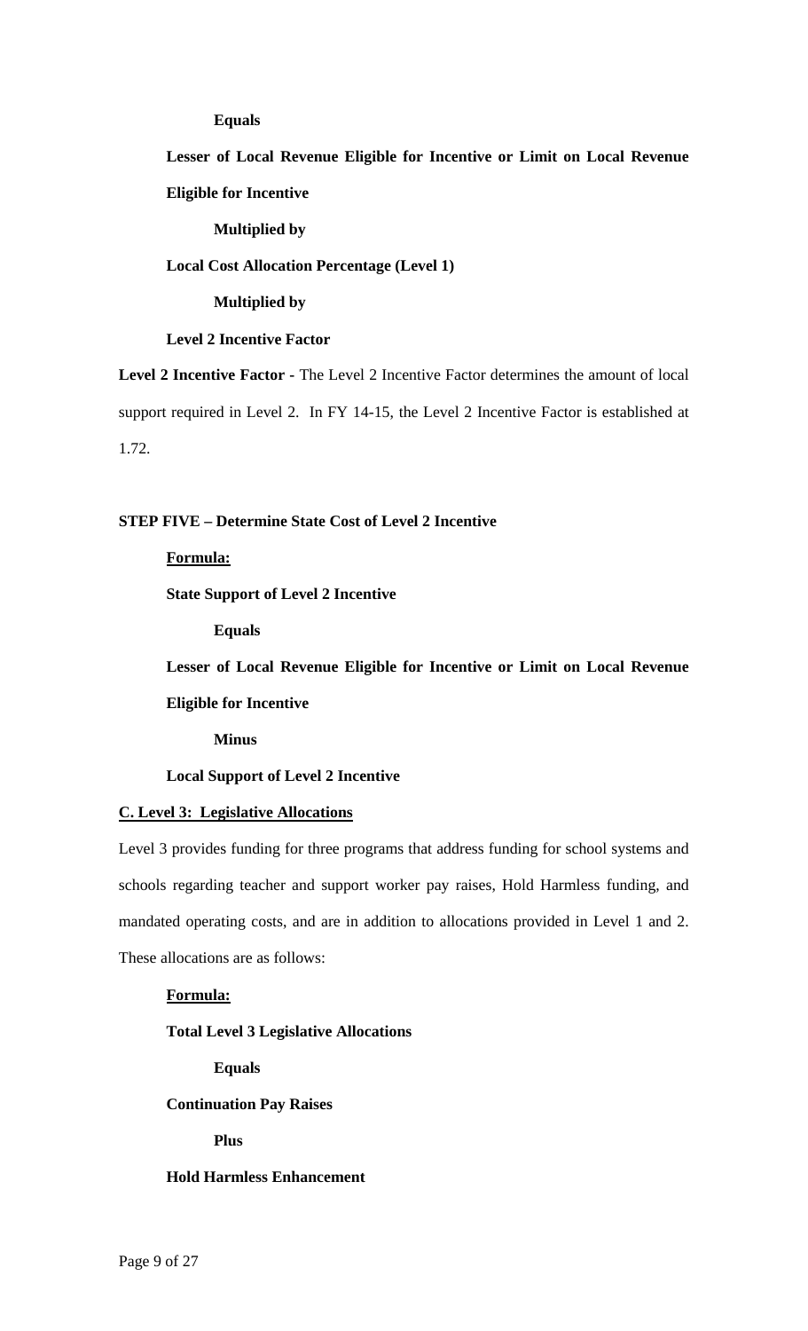**Equals**

**Lesser of Local Revenue Eligible for Incentive or Limit on Local Revenue Eligible for Incentive**

**Multiplied by**

**Local Cost Allocation Percentage (Level 1)**

**Multiplied by**

**Level 2 Incentive Factor**

**Level 2 Incentive Factor -** The Level 2 Incentive Factor determines the amount of local support required in Level 2. In FY 14-15, the Level 2 Incentive Factor is established at 1.72.

**STEP FIVE – Determine State Cost of Level 2 Incentive**

**Formula:**

**State Support of Level 2 Incentive**

**Equals**

**Lesser of Local Revenue Eligible for Incentive or Limit on Local Revenue Eligible for Incentive**

**Minus**

**Local Support of Level 2 Incentive**

**C. Level 3: Legislative Allocations**

Level 3 provides funding for three programs that address funding for school systems and schools regarding teacher and support worker pay raises, Hold Harmless funding, and mandated operating costs, and are in addition to allocations provided in Level 1 and 2. These allocations are as follows:

**Formula:**

**Total Level 3 Legislative Allocations**

**Equals**

**Continuation Pay Raises**

**Plus**

**Hold Harmless Enhancement**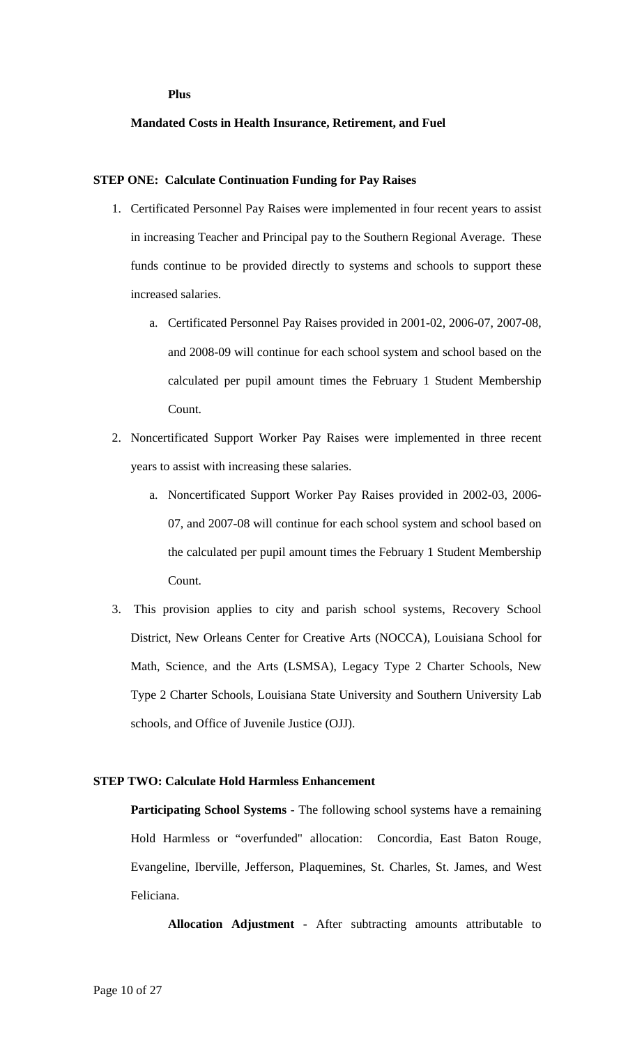**Plus**

**Mandated Costs in Health Insurance, Retirement, and Fuel**

**STEP ONE: Calculate Continuation Funding for Pay Raises**

1. Certificated Personnel Pay Raises were implemented in four recent years to assist in increasing Teacher and Principal pay to the Southern Regional Average. These funds continue to be provided directly to systems and schools to support these increased salaries.
   a. Certificated Personnel Pay Raises provided in 2001-02, 2006-07, 2007-08, and 2008-09 will continue for each school system and school based on the calculated per pupil amount times the February 1 Student Membership Count.
2. Noncertificated Support Worker Pay Raises were implemented in three recent years to assist with increasing these salaries.
   a. Noncertificated Support Worker Pay Raises provided in 2002-03, 2006-07, and 2007-08 will continue for each school system and school based on the calculated per pupil amount times the February 1 Student Membership Count.
3. This provision applies to city and parish school systems, Recovery School District, New Orleans Center for Creative Arts (NOCCA), Louisiana School for Math, Science, and the Arts (LSMSA), Legacy Type 2 Charter Schools, New Type 2 Charter Schools, Louisiana State University and Southern University Lab schools, and Office of Juvenile Justice (OJJ).

**STEP TWO: Calculate Hold Harmless Enhancement**

**Participating School Systems** - The following school systems have a remaining Hold Harmless or "overfunded" allocation: Concordia, East Baton Rouge, Evangeline, Iberville, Jefferson, Plaquemines, St. Charles, St. James, and West Feliciana.

**Allocation Adjustment** - After subtracting amounts attributable to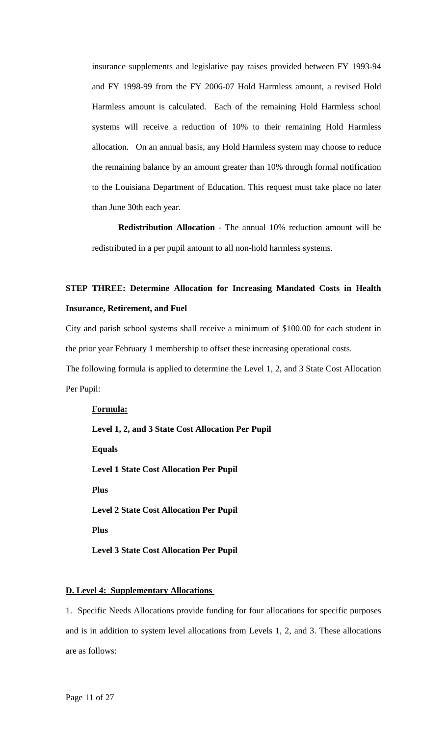insurance supplements and legislative pay raises provided between FY 1993-94 and FY 1998-99 from the FY 2006-07 Hold Harmless amount, a revised Hold Harmless amount is calculated. Each of the remaining Hold Harmless school systems will receive a reduction of 10% to their remaining Hold Harmless allocation. On an annual basis, any Hold Harmless system may choose to reduce the remaining balance by an amount greater than 10% through formal notification to the Louisiana Department of Education. This request must take place no later than June 30th each year.

**Redistribution Allocation** - The annual 10% reduction amount will be redistributed in a per pupil amount to all non-hold harmless systems.

**STEP THREE: Determine Allocation for Increasing Mandated Costs in Health Insurance, Retirement, and Fuel**

City and parish school systems shall receive a minimum of $100.00 for each student in the prior year February 1 membership to offset these increasing operational costs.

The following formula is applied to determine the Level 1, 2, and 3 State Cost Allocation Per Pupil:

**Formula:**

**Level 1, 2, and 3 State Cost Allocation Per Pupil**

**Equals**

**Level 1 State Cost Allocation Per Pupil**

**Plus**

**Level 2 State Cost Allocation Per Pupil**

**Plus**

**Level 3 State Cost Allocation Per Pupil**

**D. Level 4: Supplementary Allocations**

1. Specific Needs Allocations provide funding for four allocations for specific purposes and is in addition to system level allocations from Levels 1, 2, and 3. These allocations are as follows: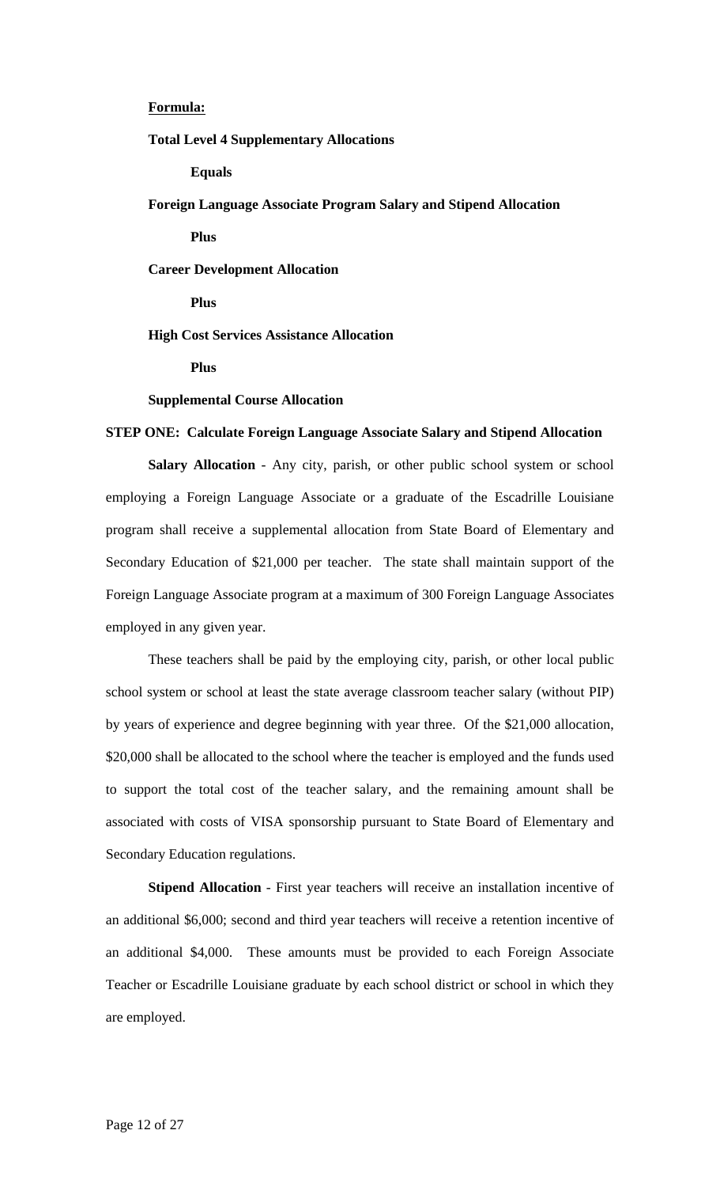**Formula:**

**Total Level 4 Supplementary Allocations**

**Equals**

**Foreign Language Associate Program Salary and Stipend Allocation**

**Plus**

**Career Development Allocation**

**Plus**

**High Cost Services Assistance Allocation**

**Plus**

**Supplemental Course Allocation**

**STEP ONE: Calculate Foreign Language Associate Salary and Stipend Allocation**

**Salary Allocation** - Any city, parish, or other public school system or school employing a Foreign Language Associate or a graduate of the Escadrille Louisiane program shall receive a supplemental allocation from State Board of Elementary and Secondary Education of $21,000 per teacher. The state shall maintain support of the Foreign Language Associate program at a maximum of 300 Foreign Language Associates employed in any given year.

These teachers shall be paid by the employing city, parish, or other local public school system or school at least the state average classroom teacher salary (without PIP) by years of experience and degree beginning with year three. Of the $21,000 allocation, $20,000 shall be allocated to the school where the teacher is employed and the funds used to support the total cost of the teacher salary, and the remaining amount shall be associated with costs of VISA sponsorship pursuant to State Board of Elementary and Secondary Education regulations.

**Stipend Allocation** - First year teachers will receive an installation incentive of an additional $6,000; second and third year teachers will receive a retention incentive of an additional $4,000. These amounts must be provided to each Foreign Associate Teacher or Escadrille Louisiane graduate by each school district or school in which they are employed.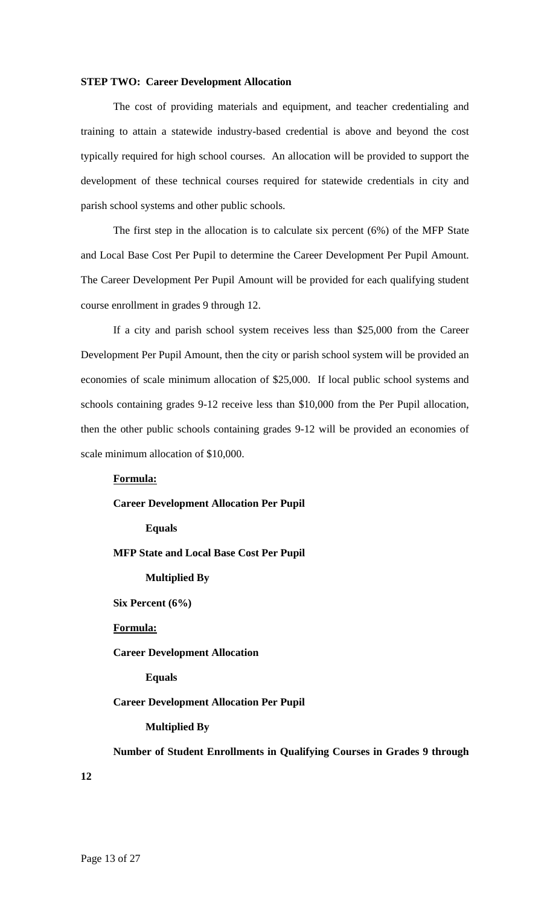**STEP TWO: Career Development Allocation**

The cost of providing materials and equipment, and teacher credentialing and training to attain a statewide industry-based credential is above and beyond the cost typically required for high school courses. An allocation will be provided to support the development of these technical courses required for statewide credentials in city and parish school systems and other public schools.

The first step in the allocation is to calculate six percent (6%) of the MFP State and Local Base Cost Per Pupil to determine the Career Development Per Pupil Amount. The Career Development Per Pupil Amount will be provided for each qualifying student course enrollment in grades 9 through 12.

If a city and parish school system receives less than $25,000 from the Career Development Per Pupil Amount, then the city or parish school system will be provided an economies of scale minimum allocation of $25,000. If local public school systems and schools containing grades 9-12 receive less than $10,000 from the Per Pupil allocation, then the other public schools containing grades 9-12 will be provided an economies of scale minimum allocation of $10,000.

**Formula:**

**Career Development Allocation Per Pupil**

**Equals**

**MFP State and Local Base Cost Per Pupil**

**Multiplied By**

**Six Percent (6%)**

**Formula:**

**Career Development Allocation**

**Equals**

**Career Development Allocation Per Pupil**

**Multiplied By**

**Number of Student Enrollments in Qualifying Courses in Grades 9 through 12**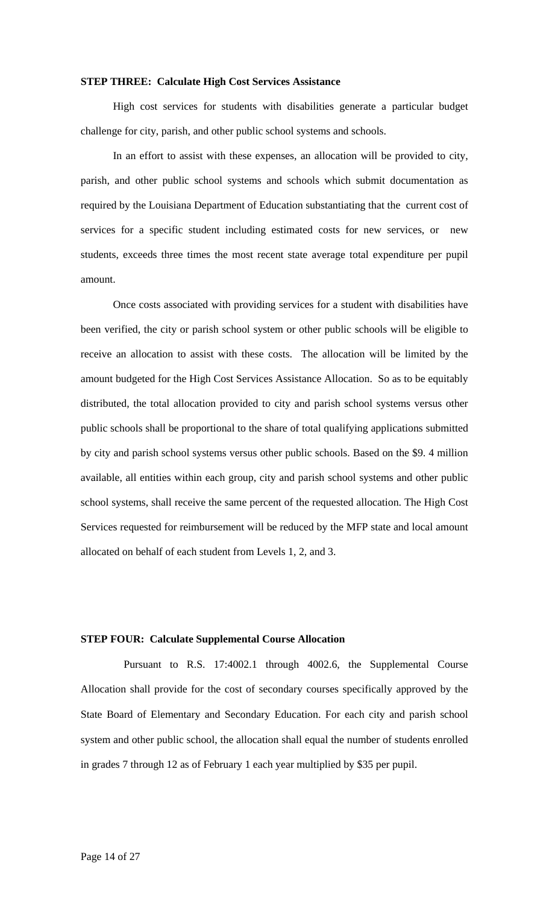**STEP THREE: Calculate High Cost Services Assistance**

High cost services for students with disabilities generate a particular budget challenge for city, parish, and other public school systems and schools.

In an effort to assist with these expenses, an allocation will be provided to city, parish, and other public school systems and schools which submit documentation as required by the Louisiana Department of Education substantiating that the current cost of services for a specific student including estimated costs for new services, or new students, exceeds three times the most recent state average total expenditure per pupil amount.

Once costs associated with providing services for a student with disabilities have been verified, the city or parish school system or other public schools will be eligible to receive an allocation to assist with these costs. The allocation will be limited by the amount budgeted for the High Cost Services Assistance Allocation. So as to be equitably distributed, the total allocation provided to city and parish school systems versus other public schools shall be proportional to the share of total qualifying applications submitted by city and parish school systems versus other public schools. Based on the \$9. 4 million available, all entities within each group, city and parish school systems and other public school systems, shall receive the same percent of the requested allocation. The High Cost Services requested for reimbursement will be reduced by the MFP state and local amount allocated on behalf of each student from Levels 1, 2, and 3.

**STEP FOUR: Calculate Supplemental Course Allocation**

Pursuant to R.S. 17:4002.1 through 4002.6, the Supplemental Course Allocation shall provide for the cost of secondary courses specifically approved by the State Board of Elementary and Secondary Education. For each city and parish school system and other public school, the allocation shall equal the number of students enrolled in grades 7 through 12 as of February 1 each year multiplied by \$35 per pupil.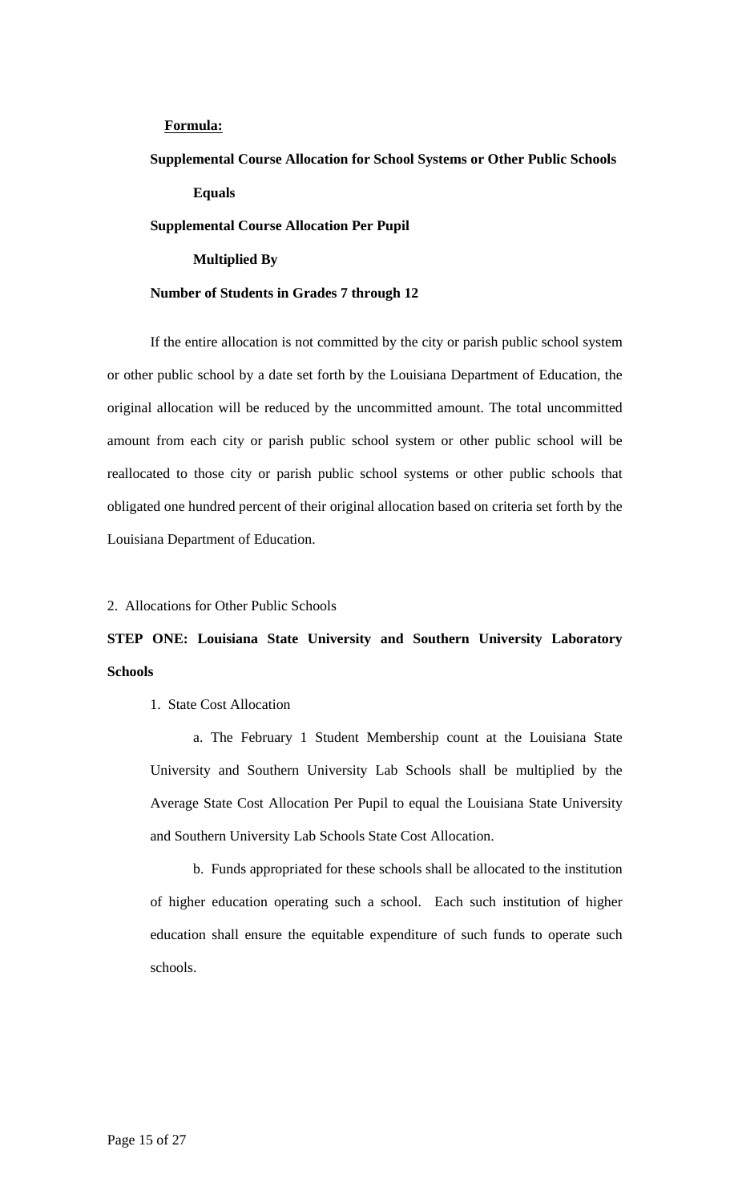**<u>Formula:</u>**

**Supplemental Course Allocation for School Systems or Other Public Schools**

**Equals**

**Supplemental Course Allocation Per Pupil**

**Multiplied By**

**Number of Students in Grades 7 through 12**

If the entire allocation is not committed by the city or parish public school system or other public school by a date set forth by the Louisiana Department of Education, the original allocation will be reduced by the uncommitted amount. The total uncommitted amount from each city or parish public school system or other public school will be reallocated to those city or parish public school systems or other public schools that obligated one hundred percent of their original allocation based on criteria set forth by the Louisiana Department of Education.

2. Allocations for Other Public Schools

**STEP ONE: Louisiana State University and Southern University Laboratory Schools**

1. State Cost Allocation

a. The February 1 Student Membership count at the Louisiana State University and Southern University Lab Schools shall be multiplied by the Average State Cost Allocation Per Pupil to equal the Louisiana State University and Southern University Lab Schools State Cost Allocation.

b. Funds appropriated for these schools shall be allocated to the institution of higher education operating such a school. Each such institution of higher education shall ensure the equitable expenditure of such funds to operate such schools.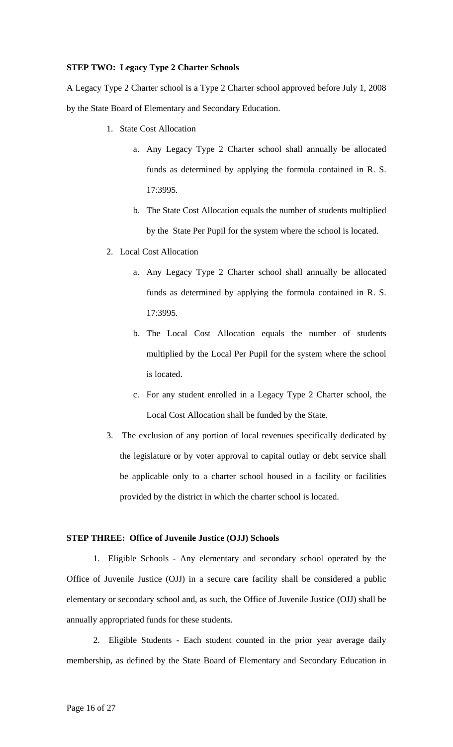**STEP TWO: Legacy Type 2 Charter Schools**

A Legacy Type 2 Charter school is a Type 2 Charter school approved before July 1, 2008 by the State Board of Elementary and Secondary Education.

1. State Cost Allocation
    a. Any Legacy Type 2 Charter school shall annually be allocated funds as determined by applying the formula contained in R. S. 17:3995.
    b. The State Cost Allocation equals the number of students multiplied by the State Per Pupil for the system where the school is located.
2. Local Cost Allocation
    a. Any Legacy Type 2 Charter school shall annually be allocated funds as determined by applying the formula contained in R. S. 17:3995.
    b. The Local Cost Allocation equals the number of students multiplied by the Local Per Pupil for the system where the school is located.
    c. For any student enrolled in a Legacy Type 2 Charter school, the Local Cost Allocation shall be funded by the State.
3. The exclusion of any portion of local revenues specifically dedicated by the legislature or by voter approval to capital outlay or debt service shall be applicable only to a charter school housed in a facility or facilities provided by the district in which the charter school is located.

**STEP THREE: Office of Juvenile Justice (OJJ) Schools**

1. Eligible Schools - Any elementary and secondary school operated by the Office of Juvenile Justice (OJJ) in a secure care facility shall be considered a public elementary or secondary school and, as such, the Office of Juvenile Justice (OJJ) shall be annually appropriated funds for these students.

2. Eligible Students - Each student counted in the prior year average daily membership, as defined by the State Board of Elementary and Secondary Education in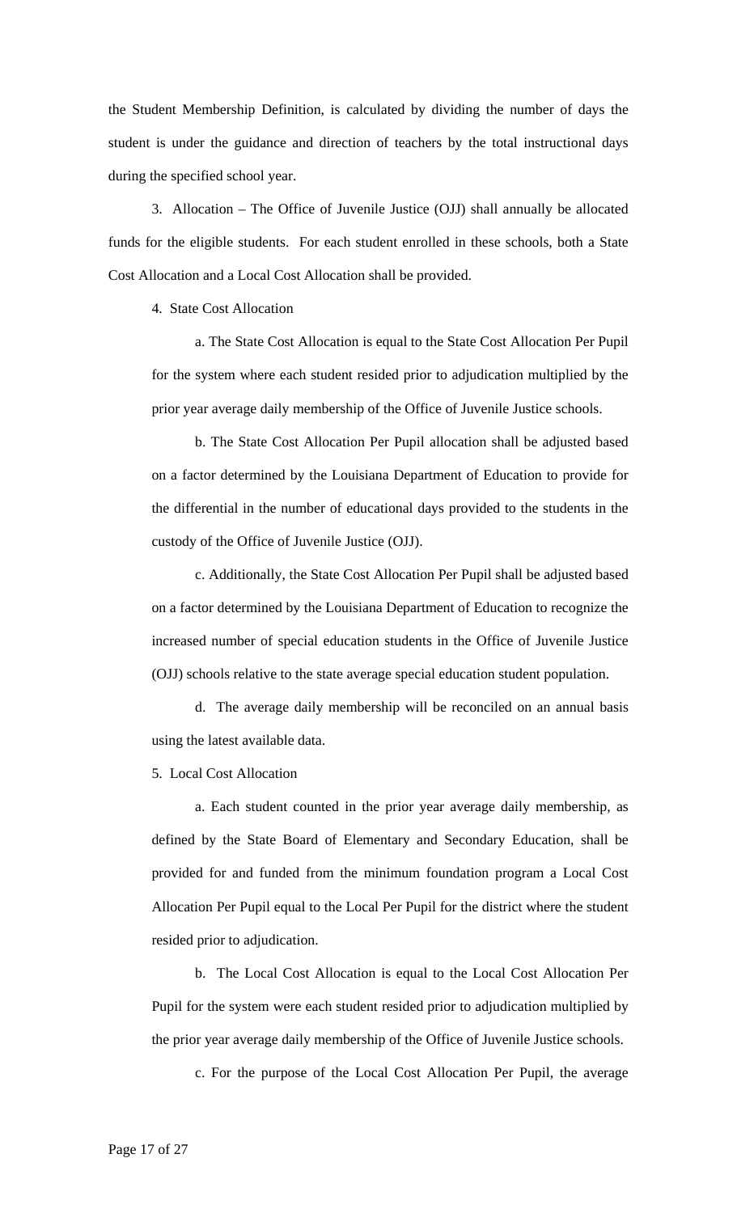the Student Membership Definition, is calculated by dividing the number of days the student is under the guidance and direction of teachers by the total instructional days during the specified school year.

3. Allocation – The Office of Juvenile Justice (OJJ) shall annually be allocated funds for the eligible students. For each student enrolled in these schools, both a State Cost Allocation and a Local Cost Allocation shall be provided.

4. State Cost Allocation

a. The State Cost Allocation is equal to the State Cost Allocation Per Pupil for the system where each student resided prior to adjudication multiplied by the prior year average daily membership of the Office of Juvenile Justice schools.

b. The State Cost Allocation Per Pupil allocation shall be adjusted based on a factor determined by the Louisiana Department of Education to provide for the differential in the number of educational days provided to the students in the custody of the Office of Juvenile Justice (OJJ).

c. Additionally, the State Cost Allocation Per Pupil shall be adjusted based on a factor determined by the Louisiana Department of Education to recognize the increased number of special education students in the Office of Juvenile Justice (OJJ) schools relative to the state average special education student population.

d. The average daily membership will be reconciled on an annual basis using the latest available data.

5. Local Cost Allocation

a. Each student counted in the prior year average daily membership, as defined by the State Board of Elementary and Secondary Education, shall be provided for and funded from the minimum foundation program a Local Cost Allocation Per Pupil equal to the Local Per Pupil for the district where the student resided prior to adjudication.

b. The Local Cost Allocation is equal to the Local Cost Allocation Per Pupil for the system were each student resided prior to adjudication multiplied by the prior year average daily membership of the Office of Juvenile Justice schools.

c. For the purpose of the Local Cost Allocation Per Pupil, the average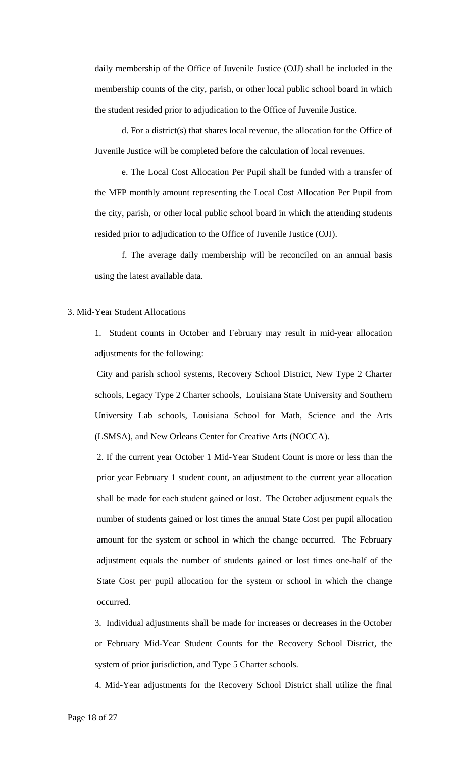daily membership of the Office of Juvenile Justice (OJJ) shall be included in the membership counts of the city, parish, or other local public school board in which the student resided prior to adjudication to the Office of Juvenile Justice.

d. For a district(s) that shares local revenue, the allocation for the Office of Juvenile Justice will be completed before the calculation of local revenues.

e. The Local Cost Allocation Per Pupil shall be funded with a transfer of the MFP monthly amount representing the Local Cost Allocation Per Pupil from the city, parish, or other local public school board in which the attending students resided prior to adjudication to the Office of Juvenile Justice (OJJ).

f. The average daily membership will be reconciled on an annual basis using the latest available data.

3. Mid-Year Student Allocations

1. Student counts in October and February may result in mid-year allocation adjustments for the following:

City and parish school systems, Recovery School District, New Type 2 Charter schools, Legacy Type 2 Charter schools, Louisiana State University and Southern University Lab schools, Louisiana School for Math, Science and the Arts (LSMSA), and New Orleans Center for Creative Arts (NOCCA).

2. If the current year October 1 Mid-Year Student Count is more or less than the prior year February 1 student count, an adjustment to the current year allocation shall be made for each student gained or lost. The October adjustment equals the number of students gained or lost times the annual State Cost per pupil allocation amount for the system or school in which the change occurred. The February adjustment equals the number of students gained or lost times one-half of the State Cost per pupil allocation for the system or school in which the change occurred.

3. Individual adjustments shall be made for increases or decreases in the October or February Mid-Year Student Counts for the Recovery School District, the system of prior jurisdiction, and Type 5 Charter schools.

4. Mid-Year adjustments for the Recovery School District shall utilize the final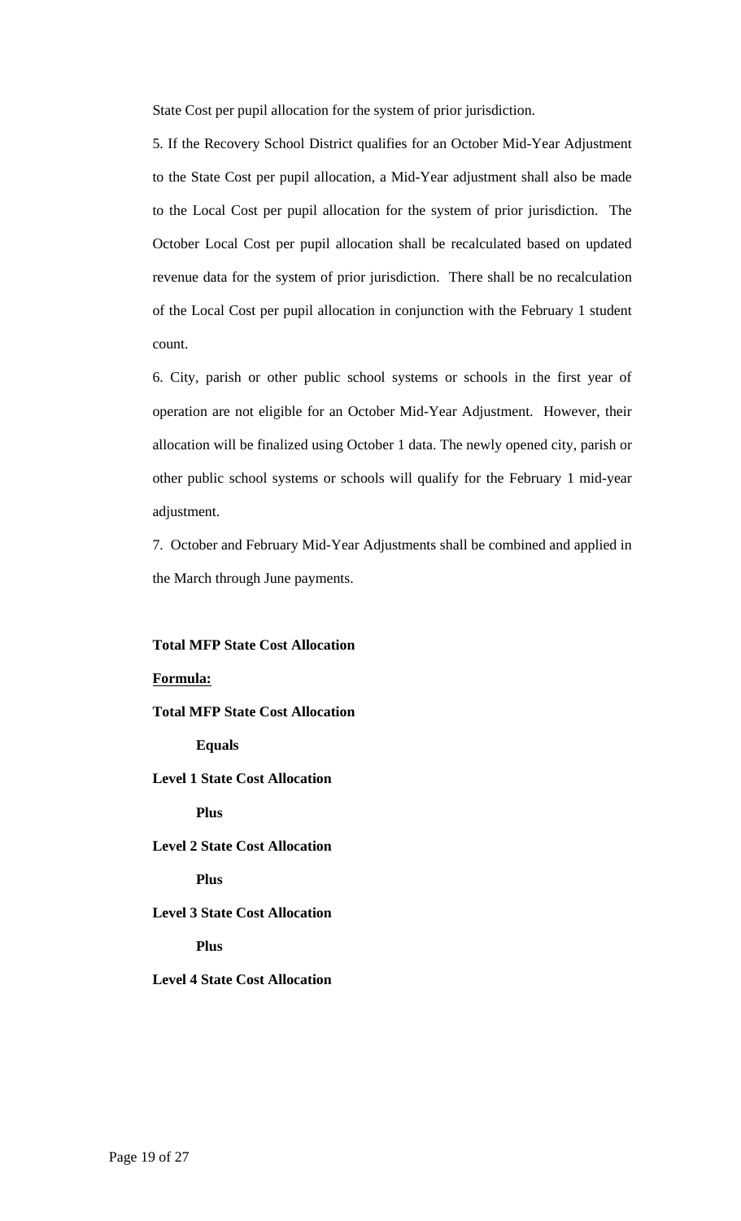State Cost per pupil allocation for the system of prior jurisdiction.

5. If the Recovery School District qualifies for an October Mid-Year Adjustment to the State Cost per pupil allocation, a Mid-Year adjustment shall also be made to the Local Cost per pupil allocation for the system of prior jurisdiction. The October Local Cost per pupil allocation shall be recalculated based on updated revenue data for the system of prior jurisdiction. There shall be no recalculation of the Local Cost per pupil allocation in conjunction with the February 1 student count.

6. City, parish or other public school systems or schools in the first year of operation are not eligible for an October Mid-Year Adjustment. However, their allocation will be finalized using October 1 data. The newly opened city, parish or other public school systems or schools will qualify for the February 1 mid-year adjustment.

7. October and February Mid-Year Adjustments shall be combined and applied in the March through June payments.

**Total MFP State Cost Allocation**

**<u>Formula:</u>**

**Total MFP State Cost Allocation**

**Equals**

**Level 1 State Cost Allocation**

**Plus**

**Level 2 State Cost Allocation**

**Plus**

**Level 3 State Cost Allocation**

**Plus**

**Level 4 State Cost Allocation**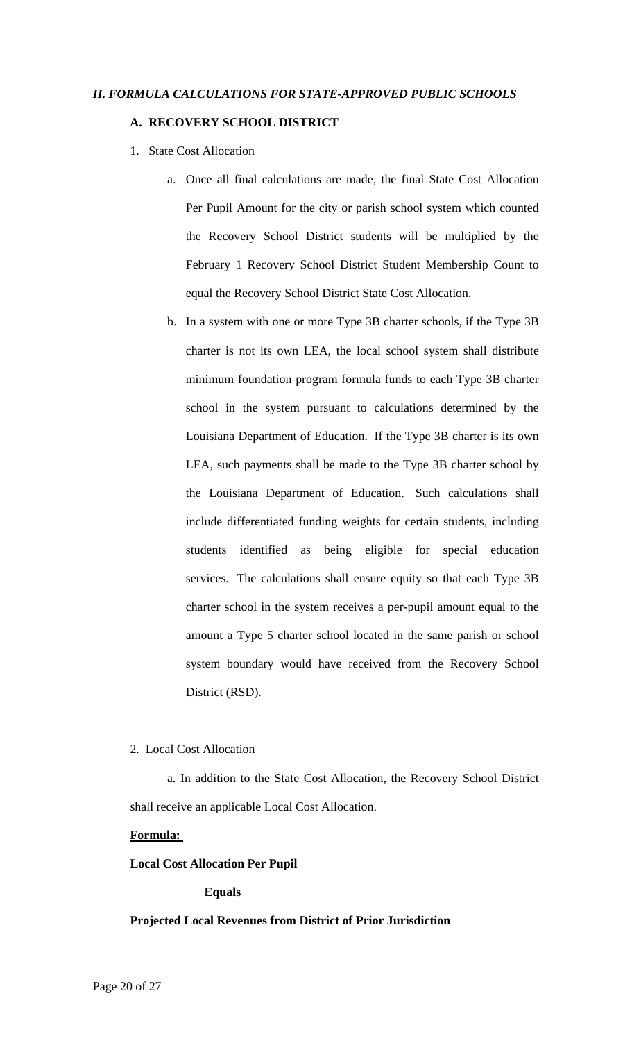## *II. FORMULA CALCULATIONS FOR STATE-APPROVED PUBLIC SCHOOLS*

### A. RECOVERY SCHOOL DISTRICT

1. State Cost Allocation

   a. Once all final calculations are made, the final State Cost Allocation Per Pupil Amount for the city or parish school system which counted the Recovery School District students will be multiplied by the February 1 Recovery School District Student Membership Count to equal the Recovery School District State Cost Allocation.

   b. In a system with one or more Type 3B charter schools, if the Type 3B charter is not its own LEA, the local school system shall distribute minimum foundation program formula funds to each Type 3B charter school in the system pursuant to calculations determined by the Louisiana Department of Education. If the Type 3B charter is its own LEA, such payments shall be made to the Type 3B charter school by the Louisiana Department of Education. Such calculations shall include differentiated funding weights for certain students, including students identified as being eligible for special education services. The calculations shall ensure equity so that each Type 3B charter school in the system receives a per-pupil amount equal to the amount a Type 5 charter school located in the same parish or school system boundary would have received from the Recovery School District (RSD).

2. Local Cost Allocation

   a. In addition to the State Cost Allocation, the Recovery School District shall receive an applicable Local Cost Allocation.

**<u>Formula:</u>**

**Local Cost Allocation Per Pupil**

**Equals**

**Projected Local Revenues from District of Prior Jurisdiction**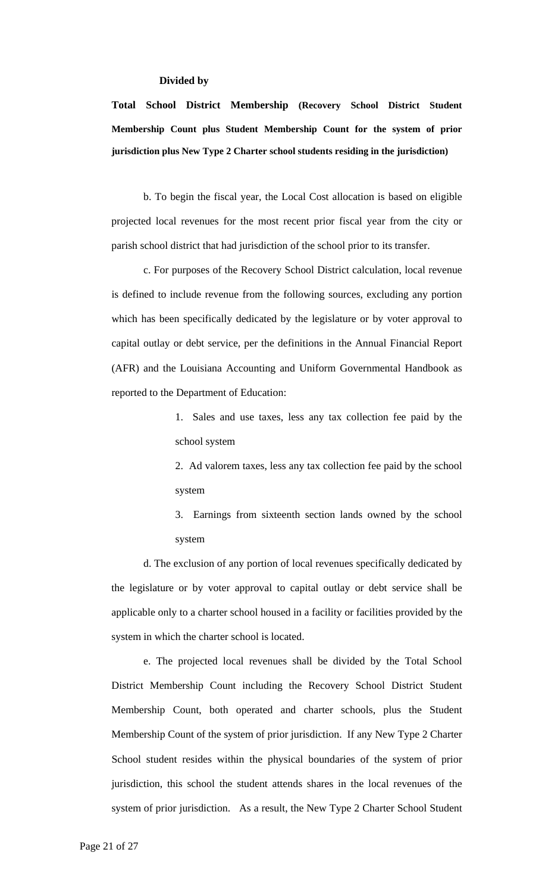**Divided by**

**Total School District Membership (Recovery School District Student Membership Count plus Student Membership Count for the system of prior jurisdiction plus New Type 2 Charter school students residing in the jurisdiction)**

b. To begin the fiscal year, the Local Cost allocation is based on eligible projected local revenues for the most recent prior fiscal year from the city or parish school district that had jurisdiction of the school prior to its transfer.

c. For purposes of the Recovery School District calculation, local revenue is defined to include revenue from the following sources, excluding any portion which has been specifically dedicated by the legislature or by voter approval to capital outlay or debt service, per the definitions in the Annual Financial Report (AFR) and the Louisiana Accounting and Uniform Governmental Handbook as reported to the Department of Education:

1. Sales and use taxes, less any tax collection fee paid by the school system
2. Ad valorem taxes, less any tax collection fee paid by the school system
3. Earnings from sixteenth section lands owned by the school system

d. The exclusion of any portion of local revenues specifically dedicated by the legislature or by voter approval to capital outlay or debt service shall be applicable only to a charter school housed in a facility or facilities provided by the system in which the charter school is located.

e. The projected local revenues shall be divided by the Total School District Membership Count including the Recovery School District Student Membership Count, both operated and charter schools, plus the Student Membership Count of the system of prior jurisdiction. If any New Type 2 Charter School student resides within the physical boundaries of the system of prior jurisdiction, this school the student attends shares in the local revenues of the system of prior jurisdiction. As a result, the New Type 2 Charter School Student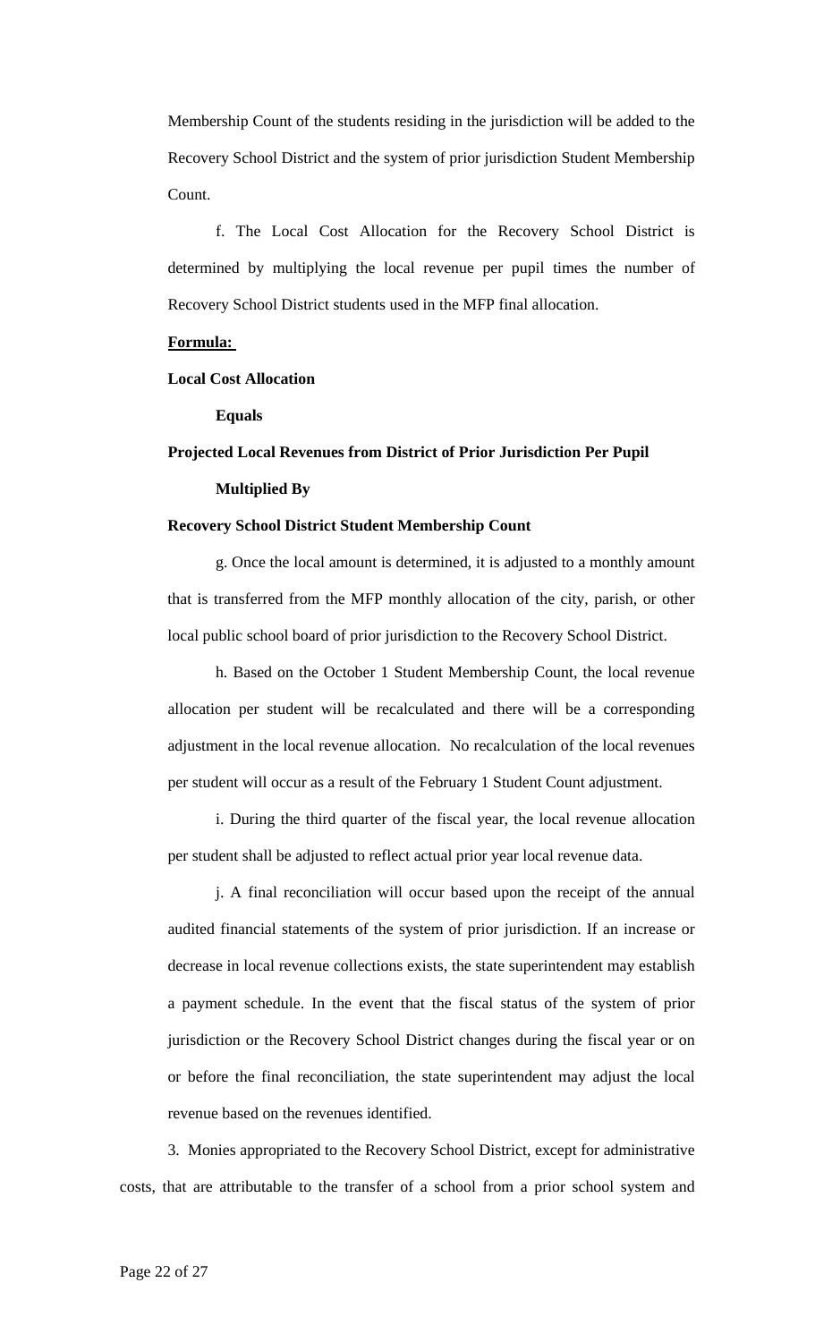Membership Count of the students residing in the jurisdiction will be added to the Recovery School District and the system of prior jurisdiction Student Membership Count.

f. The Local Cost Allocation for the Recovery School District is determined by multiplying the local revenue per pupil times the number of Recovery School District students used in the MFP final allocation.

**Formula:**

**Local Cost Allocation**

**Equals**

**Projected Local Revenues from District of Prior Jurisdiction Per Pupil**

**Multiplied By**

**Recovery School District Student Membership Count**

g. Once the local amount is determined, it is adjusted to a monthly amount that is transferred from the MFP monthly allocation of the city, parish, or other local public school board of prior jurisdiction to the Recovery School District.

h. Based on the October 1 Student Membership Count, the local revenue allocation per student will be recalculated and there will be a corresponding adjustment in the local revenue allocation. No recalculation of the local revenues per student will occur as a result of the February 1 Student Count adjustment.

i. During the third quarter of the fiscal year, the local revenue allocation per student shall be adjusted to reflect actual prior year local revenue data.

j. A final reconciliation will occur based upon the receipt of the annual audited financial statements of the system of prior jurisdiction. If an increase or decrease in local revenue collections exists, the state superintendent may establish a payment schedule. In the event that the fiscal status of the system of prior jurisdiction or the Recovery School District changes during the fiscal year or on or before the final reconciliation, the state superintendent may adjust the local revenue based on the revenues identified.

3. Monies appropriated to the Recovery School District, except for administrative costs, that are attributable to the transfer of a school from a prior school system and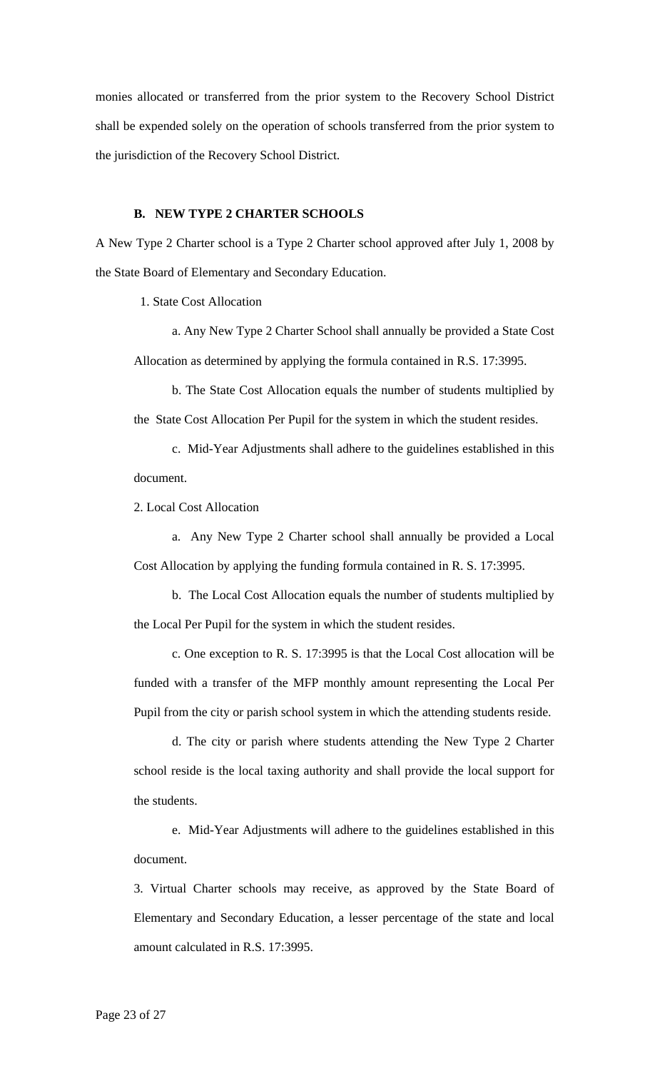monies allocated or transferred from the prior system to the Recovery School District shall be expended solely on the operation of schools transferred from the prior system to the jurisdiction of the Recovery School District.

### B. NEW TYPE 2 CHARTER SCHOOLS

A New Type 2 Charter school is a Type 2 Charter school approved after July 1, 2008 by the State Board of Elementary and Secondary Education.

1. State Cost Allocation

   a. Any New Type 2 Charter School shall annually be provided a State Cost Allocation as determined by applying the formula contained in R.S. 17:3995.

   b. The State Cost Allocation equals the number of students multiplied by the State Cost Allocation Per Pupil for the system in which the student resides.

   c. Mid-Year Adjustments shall adhere to the guidelines established in this document.

2. Local Cost Allocation

   a. Any New Type 2 Charter school shall annually be provided a Local Cost Allocation by applying the funding formula contained in R. S. 17:3995.

   b. The Local Cost Allocation equals the number of students multiplied by the Local Per Pupil for the system in which the student resides.

   c. One exception to R. S. 17:3995 is that the Local Cost allocation will be funded with a transfer of the MFP monthly amount representing the Local Per Pupil from the city or parish school system in which the attending students reside.

   d. The city or parish where students attending the New Type 2 Charter school reside is the local taxing authority and shall provide the local support for the students.

   e. Mid-Year Adjustments will adhere to the guidelines established in this document.

3. Virtual Charter schools may receive, as approved by the State Board of Elementary and Secondary Education, a lesser percentage of the state and local amount calculated in R.S. 17:3995.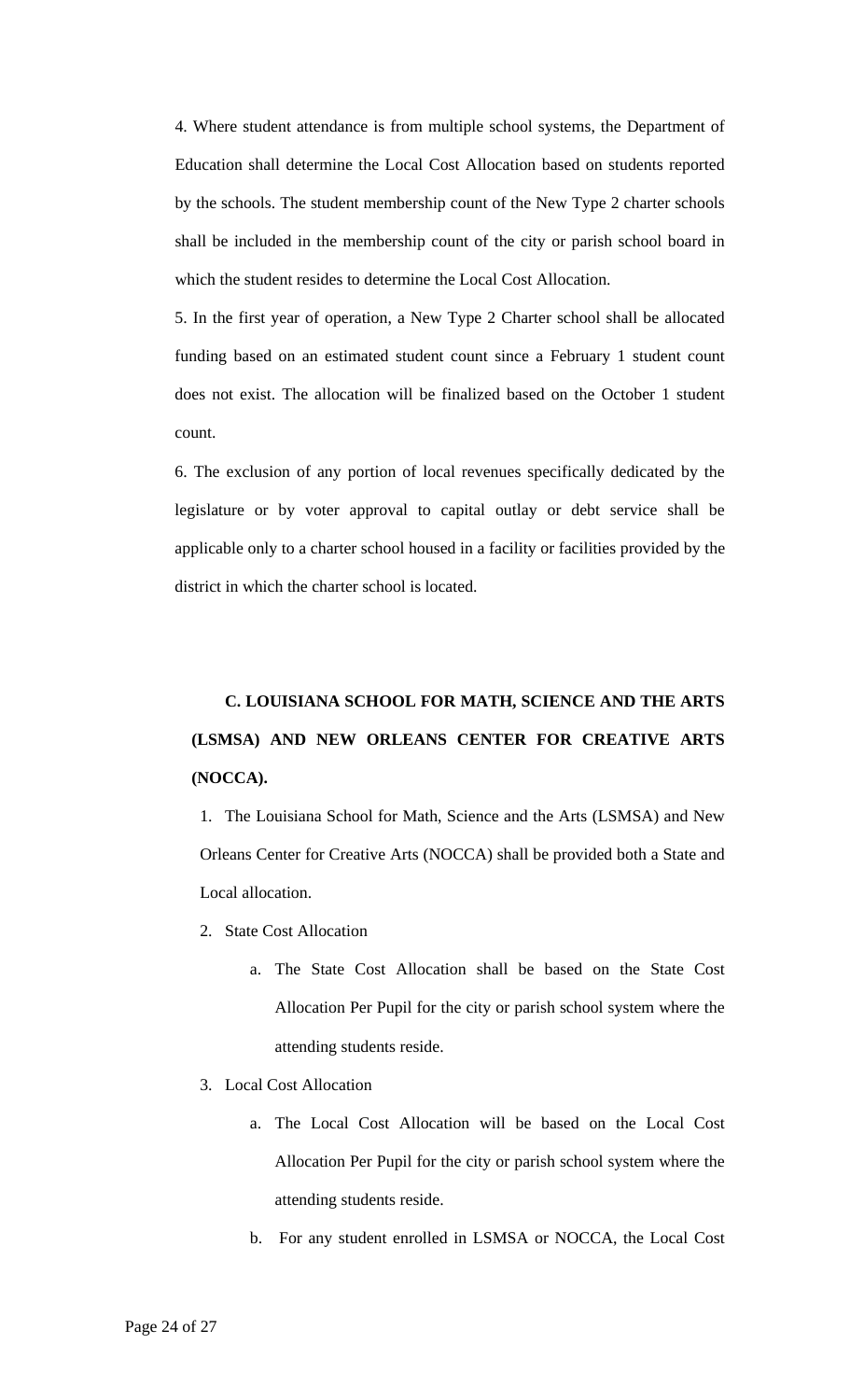4. Where student attendance is from multiple school systems, the Department of Education shall determine the Local Cost Allocation based on students reported by the schools. The student membership count of the New Type 2 charter schools shall be included in the membership count of the city or parish school board in which the student resides to determine the Local Cost Allocation.

5. In the first year of operation, a New Type 2 Charter school shall be allocated funding based on an estimated student count since a February 1 student count does not exist. The allocation will be finalized based on the October 1 student count.

6. The exclusion of any portion of local revenues specifically dedicated by the legislature or by voter approval to capital outlay or debt service shall be applicable only to a charter school housed in a facility or facilities provided by the district in which the charter school is located.

## C. LOUISIANA SCHOOL FOR MATH, SCIENCE AND THE ARTS (LSMSA) AND NEW ORLEANS CENTER FOR CREATIVE ARTS (NOCCA).

1. The Louisiana School for Math, Science and the Arts (LSMSA) and New Orleans Center for Creative Arts (NOCCA) shall be provided both a State and Local allocation.

2. State Cost Allocation

    a. The State Cost Allocation shall be based on the State Cost Allocation Per Pupil for the city or parish school system where the attending students reside.

3. Local Cost Allocation

    a. The Local Cost Allocation will be based on the Local Cost Allocation Per Pupil for the city or parish school system where the attending students reside.

    b. For any student enrolled in LSMSA or NOCCA, the Local Cost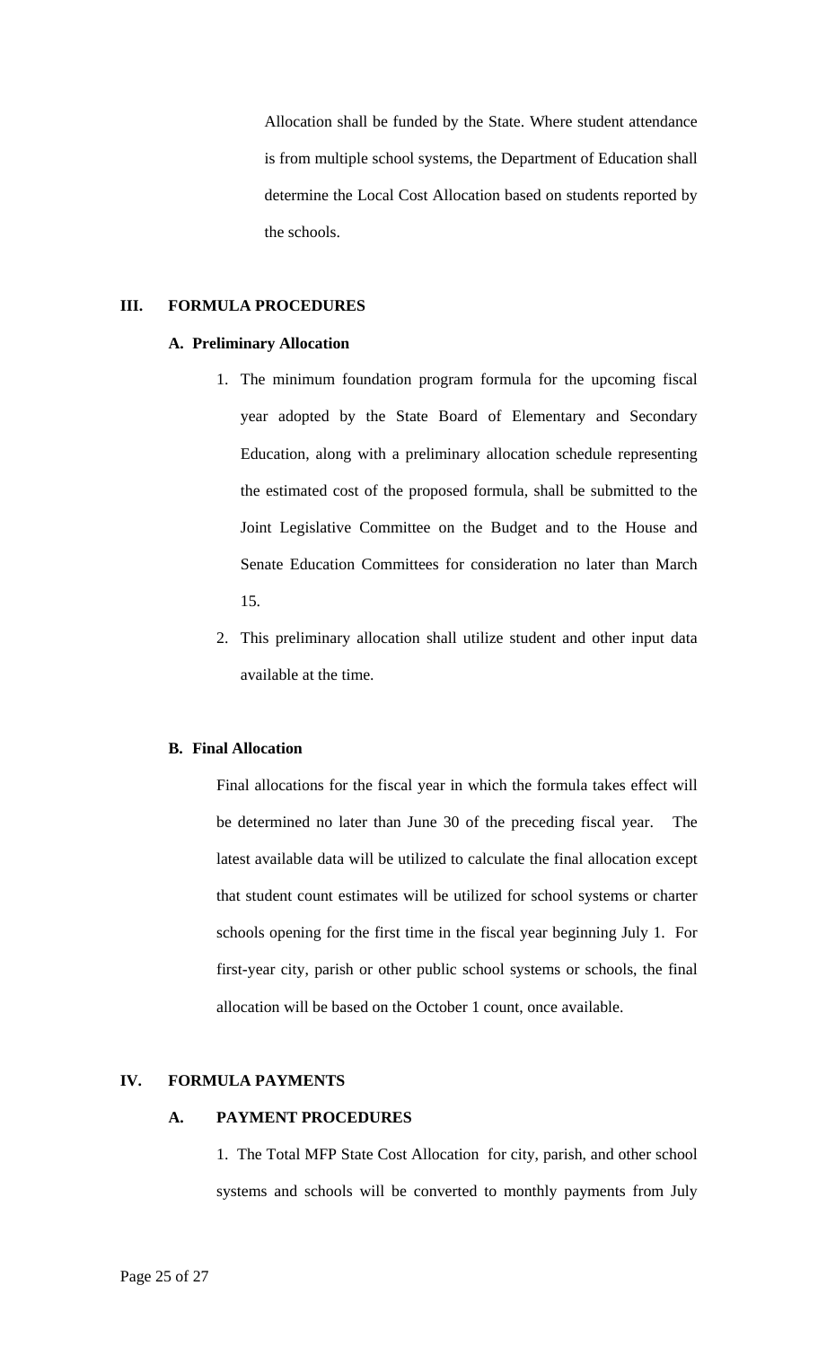Allocation shall be funded by the State. Where student attendance is from multiple school systems, the Department of Education shall determine the Local Cost Allocation based on students reported by the schools.

## III. FORMULA PROCEDURES

### A. Preliminary Allocation

1. The minimum foundation program formula for the upcoming fiscal year adopted by the State Board of Elementary and Secondary Education, along with a preliminary allocation schedule representing the estimated cost of the proposed formula, shall be submitted to the Joint Legislative Committee on the Budget and to the House and Senate Education Committees for consideration no later than March 15.
2. This preliminary allocation shall utilize student and other input data available at the time.

### B. Final Allocation

Final allocations for the fiscal year in which the formula takes effect will be determined no later than June 30 of the preceding fiscal year. The latest available data will be utilized to calculate the final allocation except that student count estimates will be utilized for school systems or charter schools opening for the first time in the fiscal year beginning July 1. For first-year city, parish or other public school systems or schools, the final allocation will be based on the October 1 count, once available.

## IV. FORMULA PAYMENTS

### A. PAYMENT PROCEDURES

1. The Total MFP State Cost Allocation for city, parish, and other school systems and schools will be converted to monthly payments from July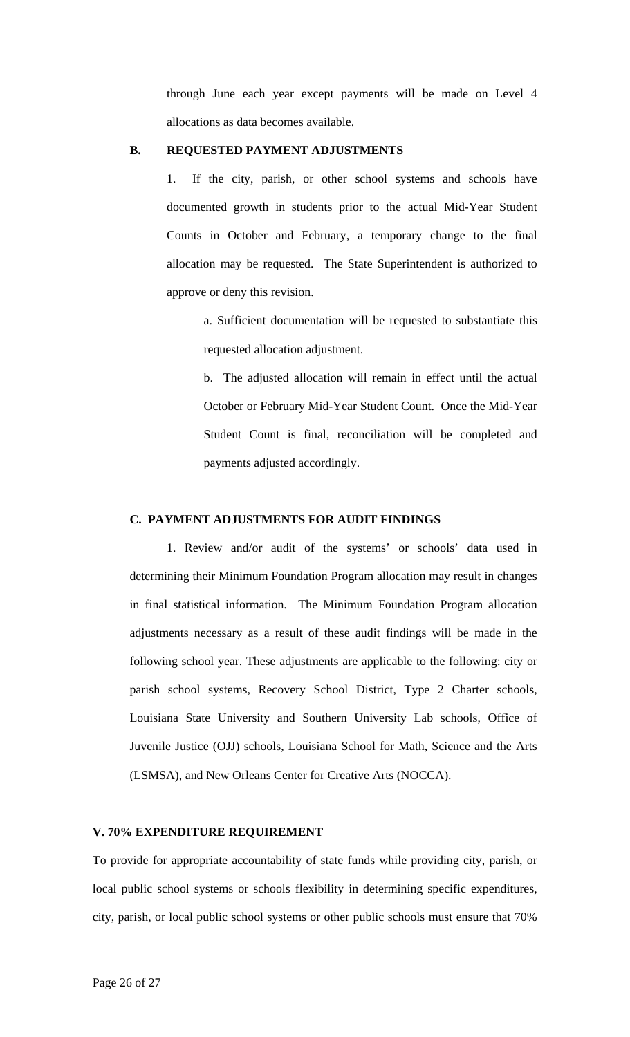through June each year except payments will be made on Level 4 allocations as data becomes available.

### B. REQUESTED PAYMENT ADJUSTMENTS

1. If the city, parish, or other school systems and schools have documented growth in students prior to the actual Mid-Year Student Counts in October and February, a temporary change to the final allocation may be requested. The State Superintendent is authorized to approve or deny this revision.

   a. Sufficient documentation will be requested to substantiate this requested allocation adjustment.

   b. The adjusted allocation will remain in effect until the actual October or February Mid-Year Student Count. Once the Mid-Year Student Count is final, reconciliation will be completed and payments adjusted accordingly.

### C. PAYMENT ADJUSTMENTS FOR AUDIT FINDINGS

1. Review and/or audit of the systems' or schools' data used in determining their Minimum Foundation Program allocation may result in changes in final statistical information. The Minimum Foundation Program allocation adjustments necessary as a result of these audit findings will be made in the following school year. These adjustments are applicable to the following: city or parish school systems, Recovery School District, Type 2 Charter schools, Louisiana State University and Southern University Lab schools, Office of Juvenile Justice (OJJ) schools, Louisiana School for Math, Science and the Arts (LSMSA), and New Orleans Center for Creative Arts (NOCCA).

## V. 70% EXPENDITURE REQUIREMENT

To provide for appropriate accountability of state funds while providing city, parish, or local public school systems or schools flexibility in determining specific expenditures, city, parish, or local public school systems or other public schools must ensure that 70%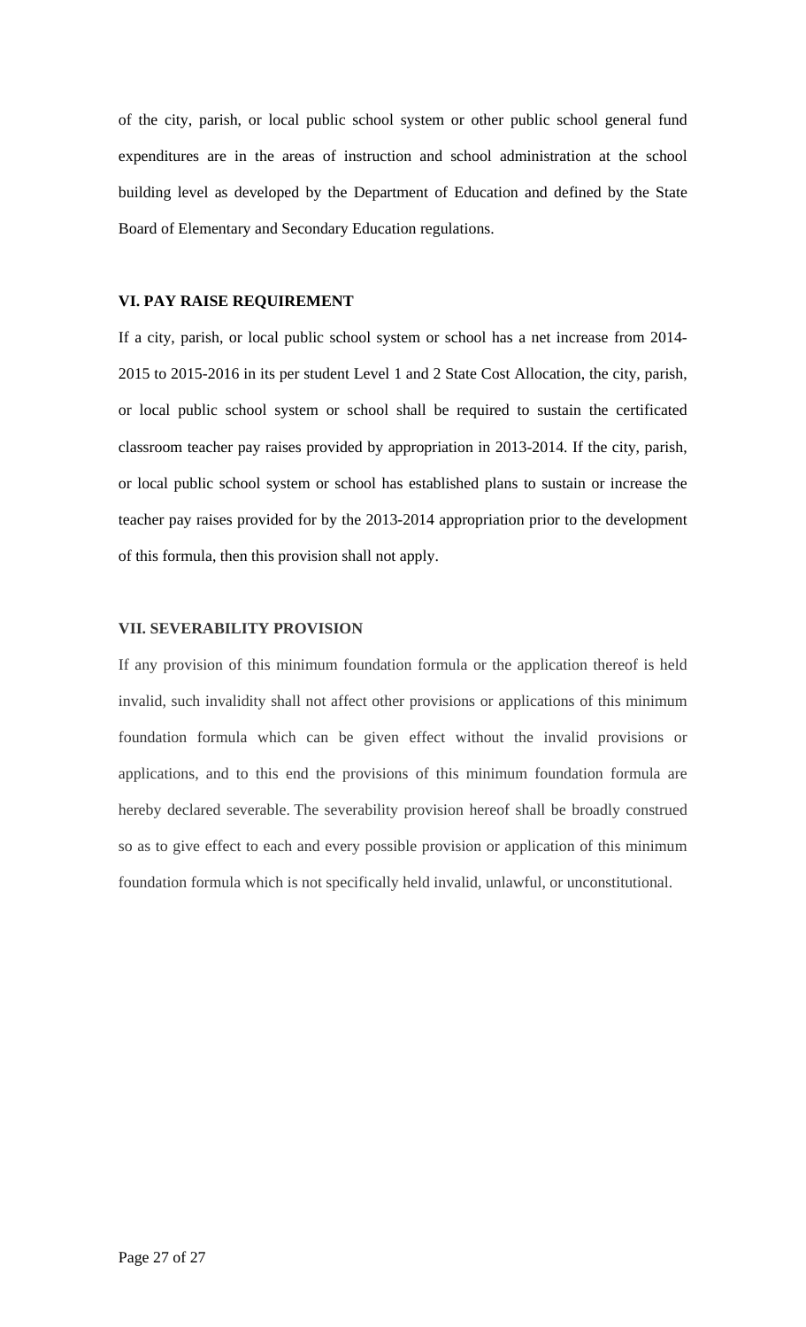of the city, parish, or local public school system or other public school general fund expenditures are in the areas of instruction and school administration at the school building level as developed by the Department of Education and defined by the State Board of Elementary and Secondary Education regulations.

**VI. PAY RAISE REQUIREMENT**

If a city, parish, or local public school system or school has a net increase from 2014-2015 to 2015-2016 in its per student Level 1 and 2 State Cost Allocation, the city, parish, or local public school system or school shall be required to sustain the certificated classroom teacher pay raises provided by appropriation in 2013-2014. If the city, parish, or local public school system or school has established plans to sustain or increase the teacher pay raises provided for by the 2013-2014 appropriation prior to the development of this formula, then this provision shall not apply.

**VII. SEVERABILITY PROVISION**

If any provision of this minimum foundation formula or the application thereof is held invalid, such invalidity shall not affect other provisions or applications of this minimum foundation formula which can be given effect without the invalid provisions or applications, and to this end the provisions of this minimum foundation formula are hereby declared severable. The severability provision hereof shall be broadly construed so as to give effect to each and every possible provision or application of this minimum foundation formula which is not specifically held invalid, unlawful, or unconstitutional.